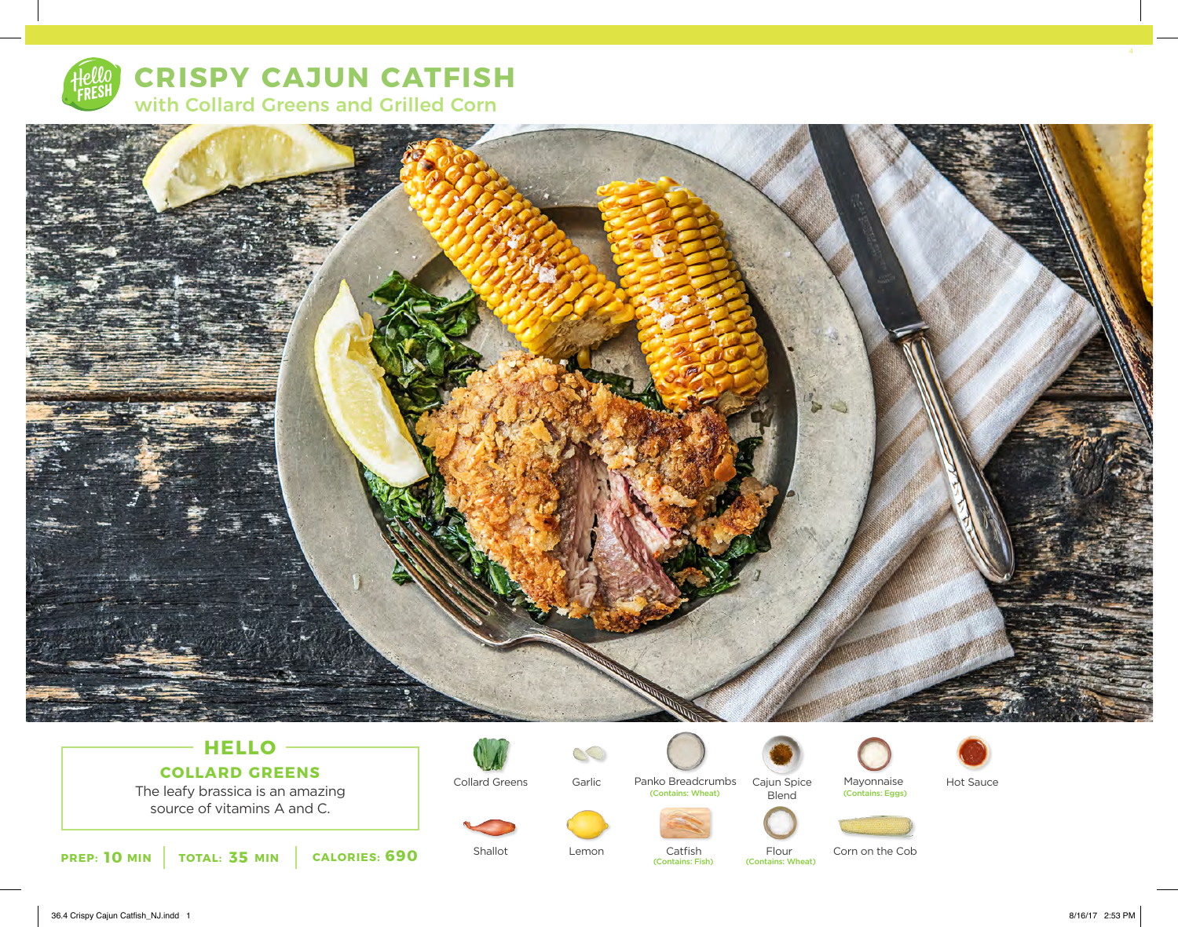# CRISPY CAJUN CATFISH

## with Collard Greens and Grilled Corn

### HELLO

**COLLARD GREENS**

The leafy brassica is an amazing source of vitamins A and C.

**PREP: 10 MIN** | **TOTAL: 35 MIN** | **CALORIES: 690**

- Collard Greens
- Garlic
- Panko Breadcrumbs (Contains: Wheat)
- Cajun Spice Blend
- Mayonnaise (Contains: Eggs)
- Hot Sauce
- Shallot
- Lemon
- Catfish (Contains: Fish)
- Flour (Contains: Wheat)
- Corn on the Cob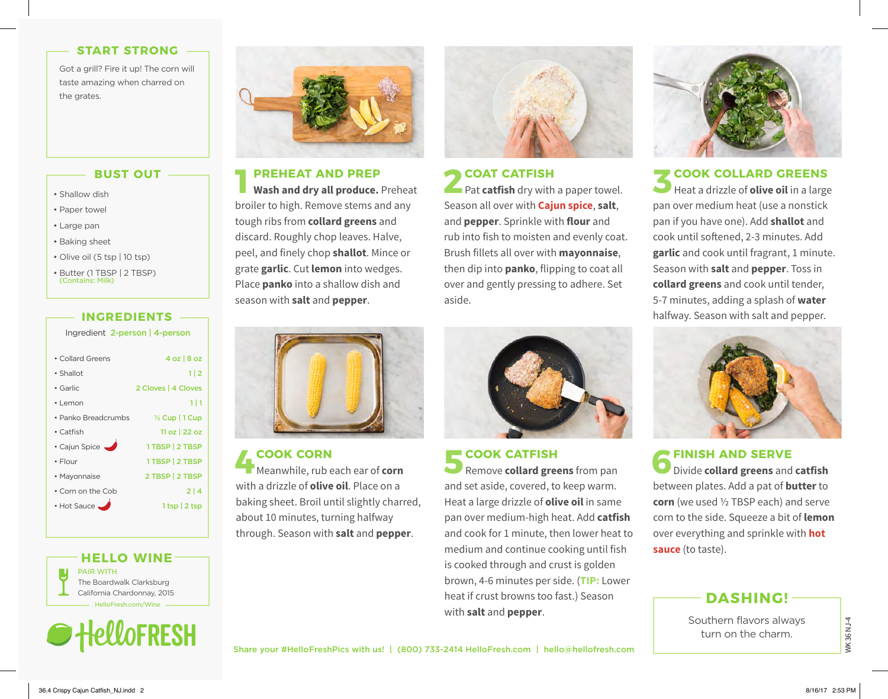## START STRONG

Got a grill? Fire it up! The corn will taste amazing when charred on the grates.

## BUST OUT

- Shallow dish
- Paper towel
- Large pan
- Baking sheet
- Olive oil (5 tsp | 10 tsp)
- Butter (1 TBSP | 2 TBSP) (Contains: Milk)

## INGREDIENTS

| Ingredient | 2-person \| 4-person |
|---|---|
| Collard Greens | 4 oz \| 8 oz |
| Shallot | 1 \| 2 |
| Garlic | 2 Cloves \| 4 Cloves |
| Lemon | 1 \| 1 |
| Panko Breadcrumbs | ½ Cup \| 1 Cup |
| Catfish | 11 oz \| 22 oz |
| Cajun Spice | 1 TBSP \| 2 TBSP |
| Flour | 1 TBSP \| 2 TBSP |
| Mayonnaise | 2 TBSP \| 2 TBSP |
| Corn on the Cob | 2 \| 4 |
| Hot Sauce | 1 tsp \| 2 tsp |

## HELLO WINE

PAIR WITH
The Boardwalk Clarksburg California Chardonnay, 2015
HelloFresh.com/Wine

HelloFRESH

## 1 PREHEAT AND PREP

**Wash and dry all produce.** Preheat broiler to high. Remove stems and any tough ribs from **collard greens** and discard. Roughly chop leaves. Halve, peel, and finely chop **shallot**. Mince or grate **garlic**. Cut **lemon** into wedges. Place **panko** into a shallow dish and season with **salt** and **pepper**.

## 2 COAT CATFISH

Pat **catfish** dry with a paper towel. Season all over with **Cajun spice**, **salt**, and **pepper**. Sprinkle with **flour** and rub into fish to moisten and evenly coat. Brush fillets all over with **mayonnaise**, then dip into **panko**, flipping to coat all over and gently pressing to adhere. Set aside.

## 3 COOK COLLARD GREENS

Heat a drizzle of **olive oil** in a large pan over medium heat (use a nonstick pan if you have one). Add **shallot** and cook until softened, 2-3 minutes. Add **garlic** and cook until fragrant, 1 minute. Season with **salt** and **pepper**. Toss in **collard greens** and cook until tender, 5-7 minutes, adding a splash of **water** halfway. Season with salt and pepper.

## 4 COOK CORN

Meanwhile, rub each ear of **corn** with a drizzle of **olive oil**. Place on a baking sheet. Broil until slightly charred, about 10 minutes, turning halfway through. Season with **salt** and **pepper**.

## 5 COOK CATFISH

Remove **collard greens** from pan and set aside, covered, to keep warm. Heat a large drizzle of **olive oil** in same pan over medium-high heat. Add **catfish** and cook for 1 minute, then lower heat to medium and continue cooking until fish is cooked through and crust is golden brown, 4-6 minutes per side. (**TIP:** Lower heat if crust browns too fast.) Season with **salt** and **pepper**.

## 6 FINISH AND SERVE

Divide **collard greens** and **catfish** between plates. Add a pat of **butter** to **corn** (we used ½ TBSP each) and serve corn to the side. Squeeze a bit of **lemon** over everything and sprinkle with **hot sauce** (to taste).

## DASHING!

Southern flavors always turn on the charm.

Share your #HelloFreshPics with us! | (800) 733-2414 HelloFresh.com | hello@hellofresh.com

WK 36 NJ-4